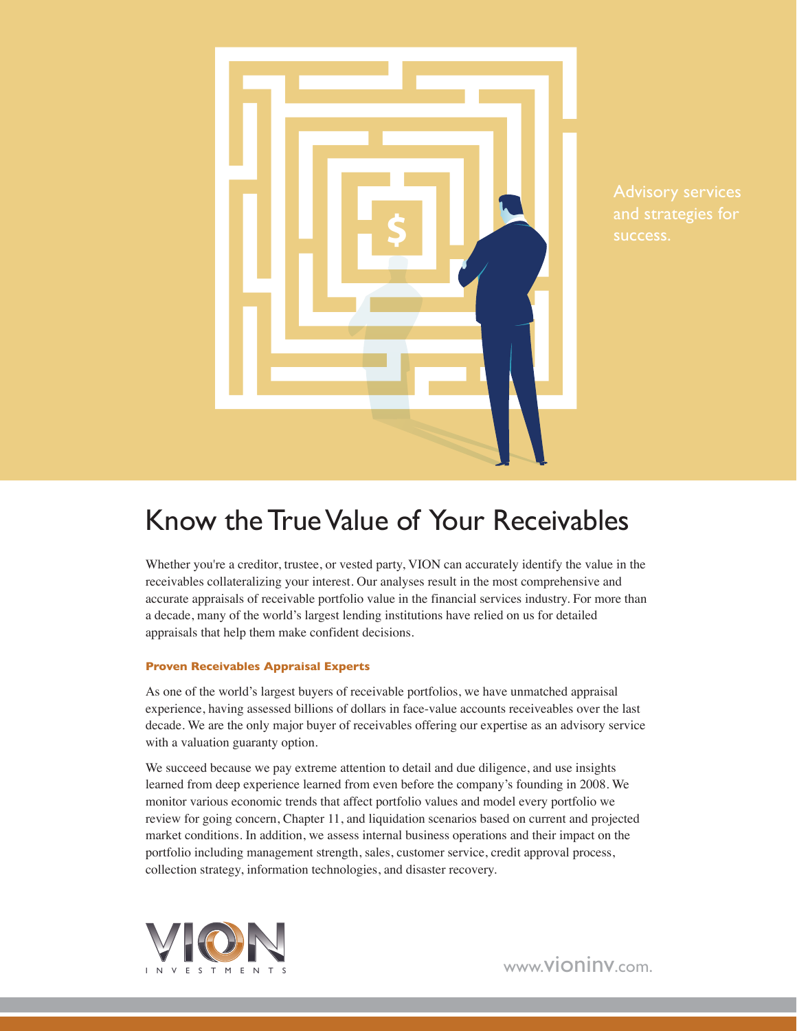Advisory services and strategies for success.

# Know the True Value of Your Receivables

Whether you're a creditor, trustee, or vested party, VION can accurately identify the value in the receivables collateralizing your interest. Our analyses result in the most comprehensive and accurate appraisals of receivable portfolio value in the financial services industry. For more than a decade, many of the world's largest lending institutions have relied on us for detailed appraisals that help them make confident decisions.

### Proven Receivables Appraisal Experts

As one of the world's largest buyers of receivable portfolios, we have unmatched appraisal experience, having assessed billions of dollars in face-value accounts receiveables over the last decade. We are the only major buyer of receivables offering our expertise as an advisory service with a valuation guaranty option.

We succeed because we pay extreme attention to detail and due diligence, and use insights learned from deep experience learned from even before the company's founding in 2008. We monitor various economic trends that affect portfolio values and model every portfolio we review for going concern, Chapter 11, and liquidation scenarios based on current and projected market conditions. In addition, we assess internal business operations and their impact on the portfolio including management strength, sales, customer service, credit approval process, collection strategy, information technologies, and disaster recovery.

VION INVESTMENTS

www.vioninv.com.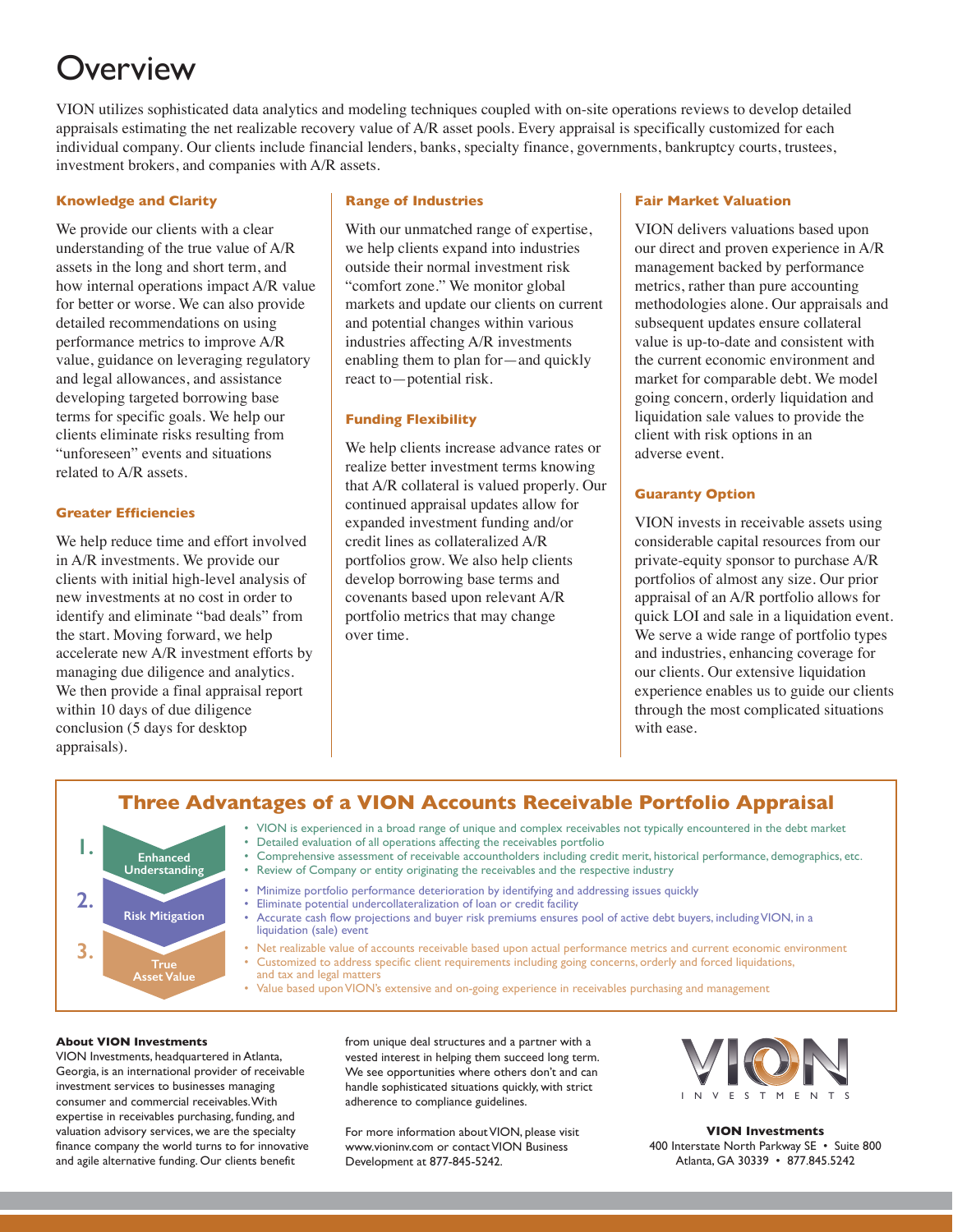# Overview

VION utilizes sophisticated data analytics and modeling techniques coupled with on-site operations reviews to develop detailed appraisals estimating the net realizable recovery value of A/R asset pools. Every appraisal is specifically customized for each individual company. Our clients include financial lenders, banks, specialty finance, governments, bankruptcy courts, trustees, investment brokers, and companies with A/R assets.

### Knowledge and Clarity

We provide our clients with a clear understanding of the true value of A/R assets in the long and short term, and how internal operations impact A/R value for better or worse. We can also provide detailed recommendations on using performance metrics to improve A/R value, guidance on leveraging regulatory and legal allowances, and assistance developing targeted borrowing base terms for specific goals. We help our clients eliminate risks resulting from "unforeseen" events and situations related to A/R assets.

### Greater Efficiencies

We help reduce time and effort involved in A/R investments. We provide our clients with initial high-level analysis of new investments at no cost in order to identify and eliminate "bad deals" from the start. Moving forward, we help accelerate new A/R investment efforts by managing due diligence and analytics. We then provide a final appraisal report within 10 days of due diligence conclusion (5 days for desktop appraisals).

### Range of Industries

With our unmatched range of expertise, we help clients expand into industries outside their normal investment risk "comfort zone." We monitor global markets and update our clients on current and potential changes within various industries affecting A/R investments enabling them to plan for—and quickly react to—potential risk.

### Funding Flexibility

We help clients increase advance rates or realize better investment terms knowing that A/R collateral is valued properly. Our continued appraisal updates allow for expanded investment funding and/or credit lines as collateralized A/R portfolios grow. We also help clients develop borrowing base terms and covenants based upon relevant A/R portfolio metrics that may change over time.

### Fair Market Valuation

VION delivers valuations based upon our direct and proven experience in A/R management backed by performance metrics, rather than pure accounting methodologies alone. Our appraisals and subsequent updates ensure collateral value is up-to-date and consistent with the current economic environment and market for comparable debt. We model going concern, orderly liquidation and liquidation sale values to provide the client with risk options in an adverse event.

### Guaranty Option

VION invests in receivable assets using considerable capital resources from our private-equity sponsor to purchase A/R portfolios of almost any size. Our prior appraisal of an A/R portfolio allows for quick LOI and sale in a liquidation event. We serve a wide range of portfolio types and industries, enhancing coverage for our clients. Our extensive liquidation experience enables us to guide our clients through the most complicated situations with ease.

## Three Advantages of a VION Accounts Receivable Portfolio Appraisal

**1. Enhanced Understanding**

- VION is experienced in a broad range of unique and complex receivables not typically encountered in the debt market
- Detailed evaluation of all operations affecting the receivables portfolio
- Comprehensive assessment of receivable accountholders including credit merit, historical performance, demographics, etc.
- Review of Company or entity originating the receivables and the respective industry

**2. Risk Mitigation**

- Minimize portfolio performance deterioration by identifying and addressing issues quickly
- Eliminate potential undercollateralization of loan or credit facility
- Accurate cash flow projections and buyer risk premiums ensures pool of active debt buyers, including VION, in a liquidation (sale) event

**3. True Asset Value**

- Net realizable value of accounts receivable based upon actual performance metrics and current economic environment
- Customized to address specific client requirements including going concerns, orderly and forced liquidations, and tax and legal matters
- Value based upon VION's extensive and on-going experience in receivables purchasing and management

**About VION Investments**

VION Investments, headquartered in Atlanta, Georgia, is an international provider of receivable investment services to businesses managing consumer and commercial receivables. With expertise in receivables purchasing, funding, and valuation advisory services, we are the specialty finance company the world turns to for innovative and agile alternative funding. Our clients benefit from unique deal structures and a partner with a vested interest in helping them succeed long term. We see opportunities where others don't and can handle sophisticated situations quickly, with strict adherence to compliance guidelines.

For more information about VION, please visit www.vioninv.com or contact VION Business Development at 877-845-5242.

VION INVESTMENTS

**VION Investments**
400 Interstate North Parkway SE • Suite 800
Atlanta, GA 30339 • 877.845.5242